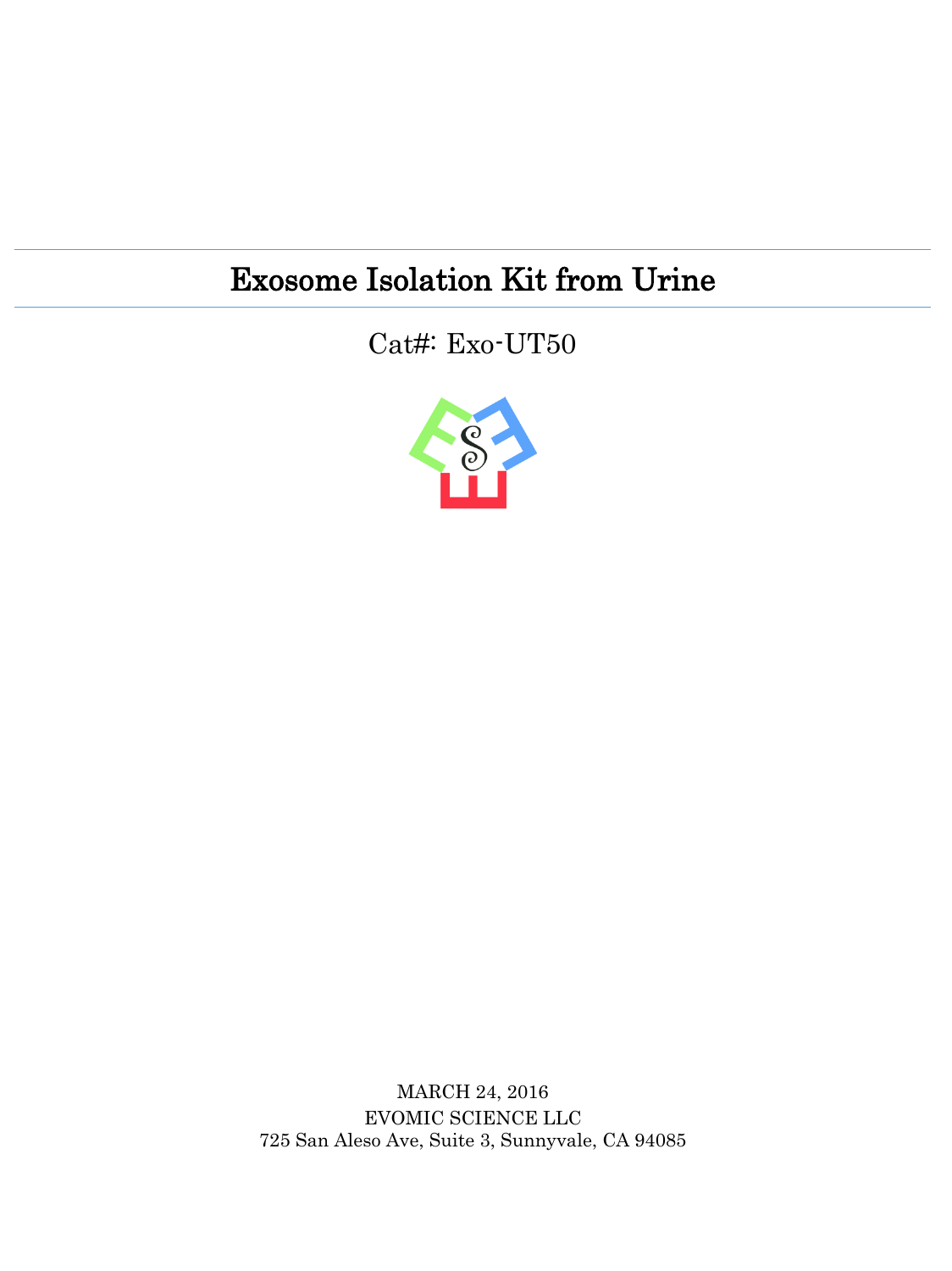# Exosome Isolation Kit from Urine

Cat#: Exo-UT50

MARCH 24, 2016

EVOMIC SCIENCE LLC

725 San Aleso Ave, Suite 3, Sunnyvale, CA 94085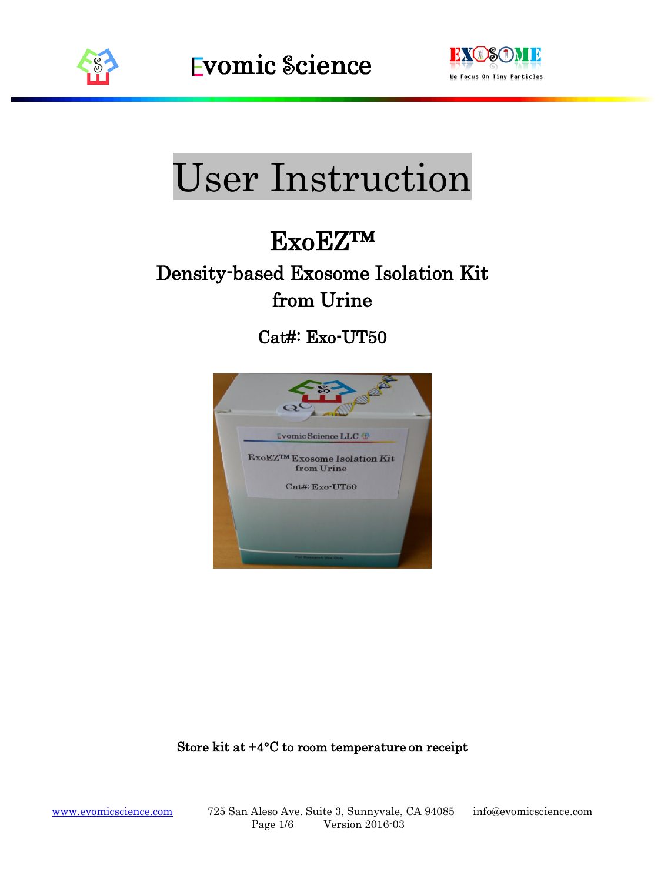# User Instruction

## ExoEZ™

### Density-based Exosome Isolation Kit from Urine

### Cat#: Exo-UT50

**Store kit at +4°C to room temperature on receipt**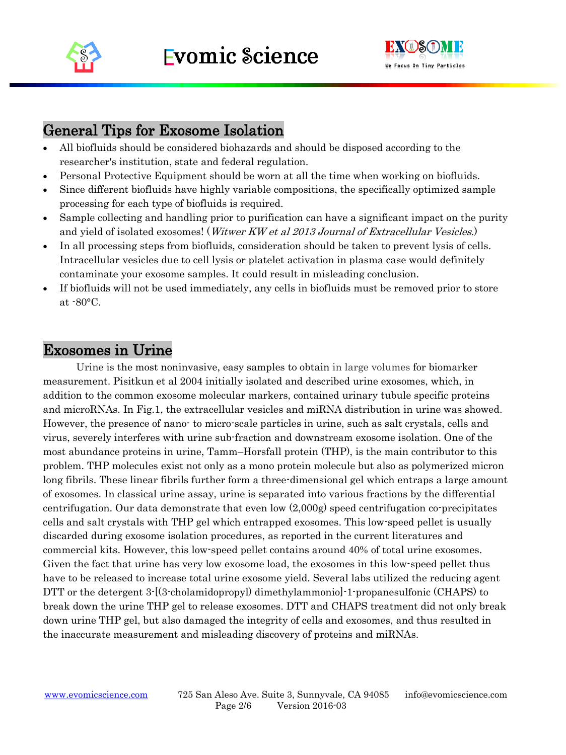## General Tips for Exosome Isolation

- All biofluids should be considered biohazards and should be disposed according to the researcher's institution, state and federal regulation.
- Personal Protective Equipment should be worn at all the time when working on biofluids.
- Since different biofluids have highly variable compositions, the specifically optimized sample processing for each type of biofluids is required.
- Sample collecting and handling prior to purification can have a significant impact on the purity and yield of isolated exosomes! (*Witwer KW et al 2013 Journal of Extracellular Vesicles.*)
- In all processing steps from biofluids, consideration should be taken to prevent lysis of cells. Intracellular vesicles due to cell lysis or platelet activation in plasma case would definitely contaminate your exosome samples. It could result in misleading conclusion.
- If biofluids will not be used immediately, any cells in biofluids must be removed prior to store at -80°C.

## Exosomes in Urine

Urine is the most noninvasive, easy samples to obtain in large volumes for biomarker measurement. Pisitkun et al 2004 initially isolated and described urine exosomes, which, in addition to the common exosome molecular markers, contained urinary tubule specific proteins and microRNAs. In Fig.1, the extracellular vesicles and miRNA distribution in urine was showed. However, the presence of nano- to micro-scale particles in urine, such as salt crystals, cells and virus, severely interferes with urine sub-fraction and downstream exosome isolation. One of the most abundance proteins in urine, Tamm–Horsfall protein (THP), is the main contributor to this problem. THP molecules exist not only as a mono protein molecule but also as polymerized micron long fibrils. These linear fibrils further form a three-dimensional gel which entraps a large amount of exosomes. In classical urine assay, urine is separated into various fractions by the differential centrifugation. Our data demonstrate that even low (2,000g) speed centrifugation co-precipitates cells and salt crystals with THP gel which entrapped exosomes. This low-speed pellet is usually discarded during exosome isolation procedures, as reported in the current literatures and commercial kits. However, this low-speed pellet contains around 40% of total urine exosomes. Given the fact that urine has very low exosome load, the exosomes in this low-speed pellet thus have to be released to increase total urine exosome yield. Several labs utilized the reducing agent DTT or the detergent 3-[(3-cholamidopropyl) dimethylammonio]-1-propanesulfonic (CHAPS) to break down the urine THP gel to release exosomes. DTT and CHAPS treatment did not only break down urine THP gel, but also damaged the integrity of cells and exosomes, and thus resulted in the inaccurate measurement and misleading discovery of proteins and miRNAs.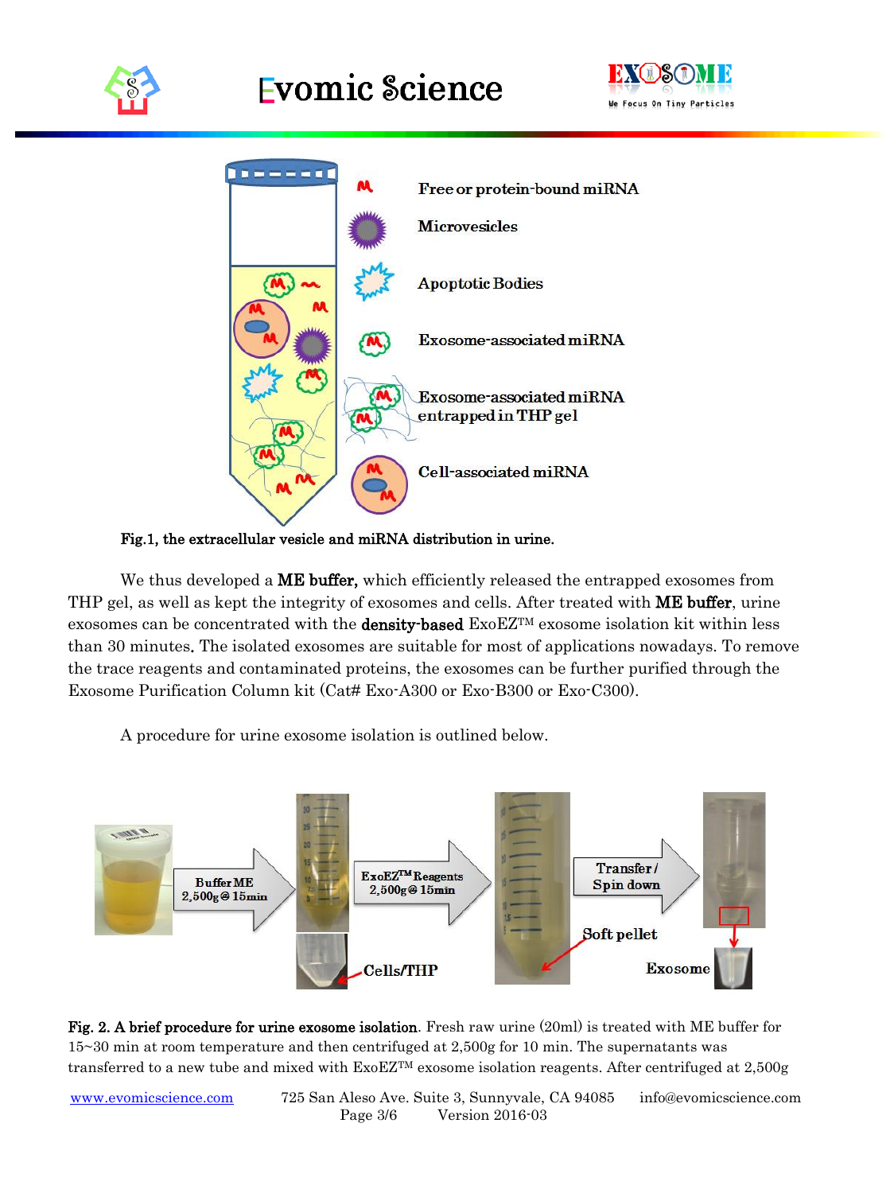Fig.1, the extracellular vesicle and miRNA distribution in urine.

We thus developed a **ME buffer,** which efficiently released the entrapped exosomes from THP gel, as well as kept the integrity of exosomes and cells. After treated with **ME buffer**, urine exosomes can be concentrated with the **density-based** ExoEZ™ exosome isolation kit within less than 30 minutes. The isolated exosomes are suitable for most of applications nowadays. To remove the trace reagents and contaminated proteins, the exosomes can be further purified through the Exosome Purification Column kit (Cat# Exo-A300 or Exo-B300 or Exo-C300).

A procedure for urine exosome isolation is outlined below.

**Fig. 2. A brief procedure for urine exosome isolation**. Fresh raw urine (20ml) is treated with ME buffer for 15~30 min at room temperature and then centrifuged at 2,500g for 10 min. The supernatants was transferred to a new tube and mixed with ExoEZ™ exosome isolation reagents. After centrifuged at 2,500g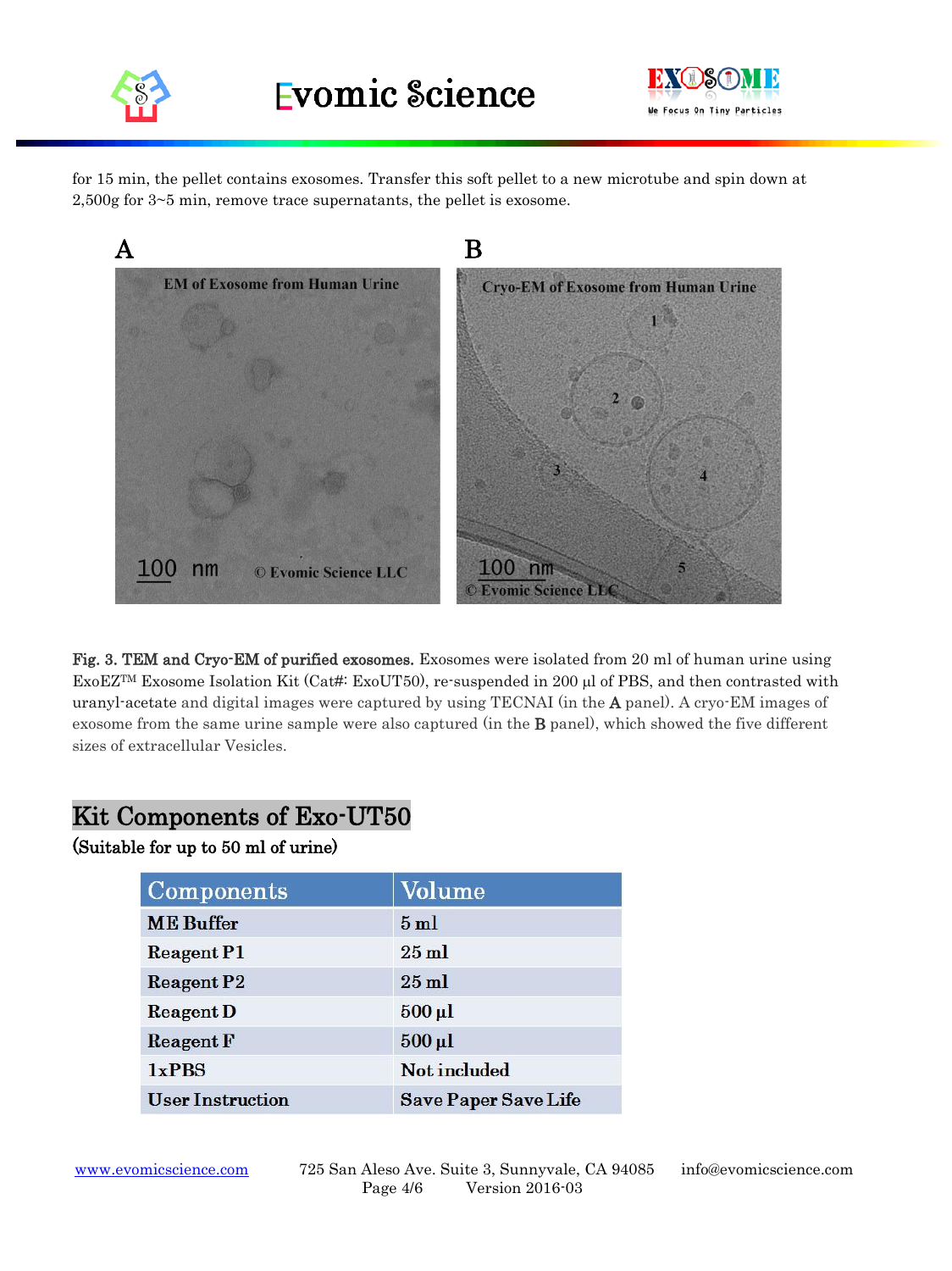for 15 min, the pellet contains exosomes. Transfer this soft pellet to a new microtube and spin down at 2,500g for 3~5 min, remove trace supernatants, the pellet is exosome.

**Fig. 3. TEM and Cryo-EM of purified exosomes.** Exosomes were isolated from 20 ml of human urine using ExoEZ™ Exosome Isolation Kit (Cat#: ExoUT50), re-suspended in 200 µl of PBS, and then contrasted with uranyl-acetate and digital images were captured by using TECNAI (in the **A** panel). A cryo-EM images of exosome from the same urine sample were also captured (in the **B** panel), which showed the five different sizes of extracellular Vesicles.

## Kit Components of Exo-UT50

**(Suitable for up to 50 ml of urine)**

| Components | Volume |
|---|---|
| ME Buffer | 5 ml |
| Reagent P1 | 25 ml |
| Reagent P2 | 25 ml |
| Reagent D | 500 µl |
| Reagent F | 500 µl |
| 1xPBS | Not included |
| User Instruction | Save Paper Save Life |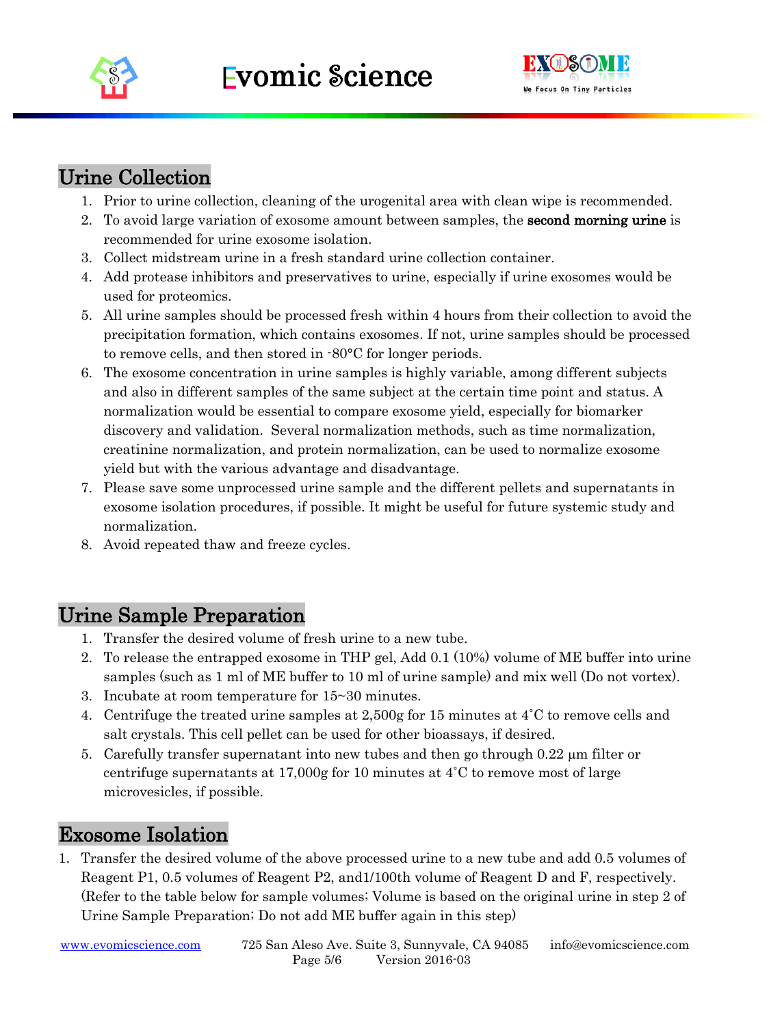## Urine Collection

1. Prior to urine collection, cleaning of the urogenital area with clean wipe is recommended.
2. To avoid large variation of exosome amount between samples, the **second morning urine** is recommended for urine exosome isolation.
3. Collect midstream urine in a fresh standard urine collection container.
4. Add protease inhibitors and preservatives to urine, especially if urine exosomes would be used for proteomics.
5. All urine samples should be processed fresh within 4 hours from their collection to avoid the precipitation formation, which contains exosomes. If not, urine samples should be processed to remove cells, and then stored in -80°C for longer periods.
6. The exosome concentration in urine samples is highly variable, among different subjects and also in different samples of the same subject at the certain time point and status. A normalization would be essential to compare exosome yield, especially for biomarker discovery and validation. Several normalization methods, such as time normalization, creatinine normalization, and protein normalization, can be used to normalize exosome yield but with the various advantage and disadvantage.
7. Please save some unprocessed urine sample and the different pellets and supernatants in exosome isolation procedures, if possible. It might be useful for future systemic study and normalization.
8. Avoid repeated thaw and freeze cycles.

## Urine Sample Preparation

1. Transfer the desired volume of fresh urine to a new tube.
2. To release the entrapped exosome in THP gel, Add 0.1 (10%) volume of ME buffer into urine samples (such as 1 ml of ME buffer to 10 ml of urine sample) and mix well (Do not vortex).
3. Incubate at room temperature for 15~30 minutes.
4. Centrifuge the treated urine samples at 2,500g for 15 minutes at 4˚C to remove cells and salt crystals. This cell pellet can be used for other bioassays, if desired.
5. Carefully transfer supernatant into new tubes and then go through 0.22 µm filter or centrifuge supernatants at 17,000g for 10 minutes at 4˚C to remove most of large microvesicles, if possible.

## Exosome Isolation

1. Transfer the desired volume of the above processed urine to a new tube and add 0.5 volumes of Reagent P1, 0.5 volumes of Reagent P2, and1/100th volume of Reagent D and F, respectively. (Refer to the table below for sample volumes; Volume is based on the original urine in step 2 of Urine Sample Preparation; Do not add ME buffer again in this step)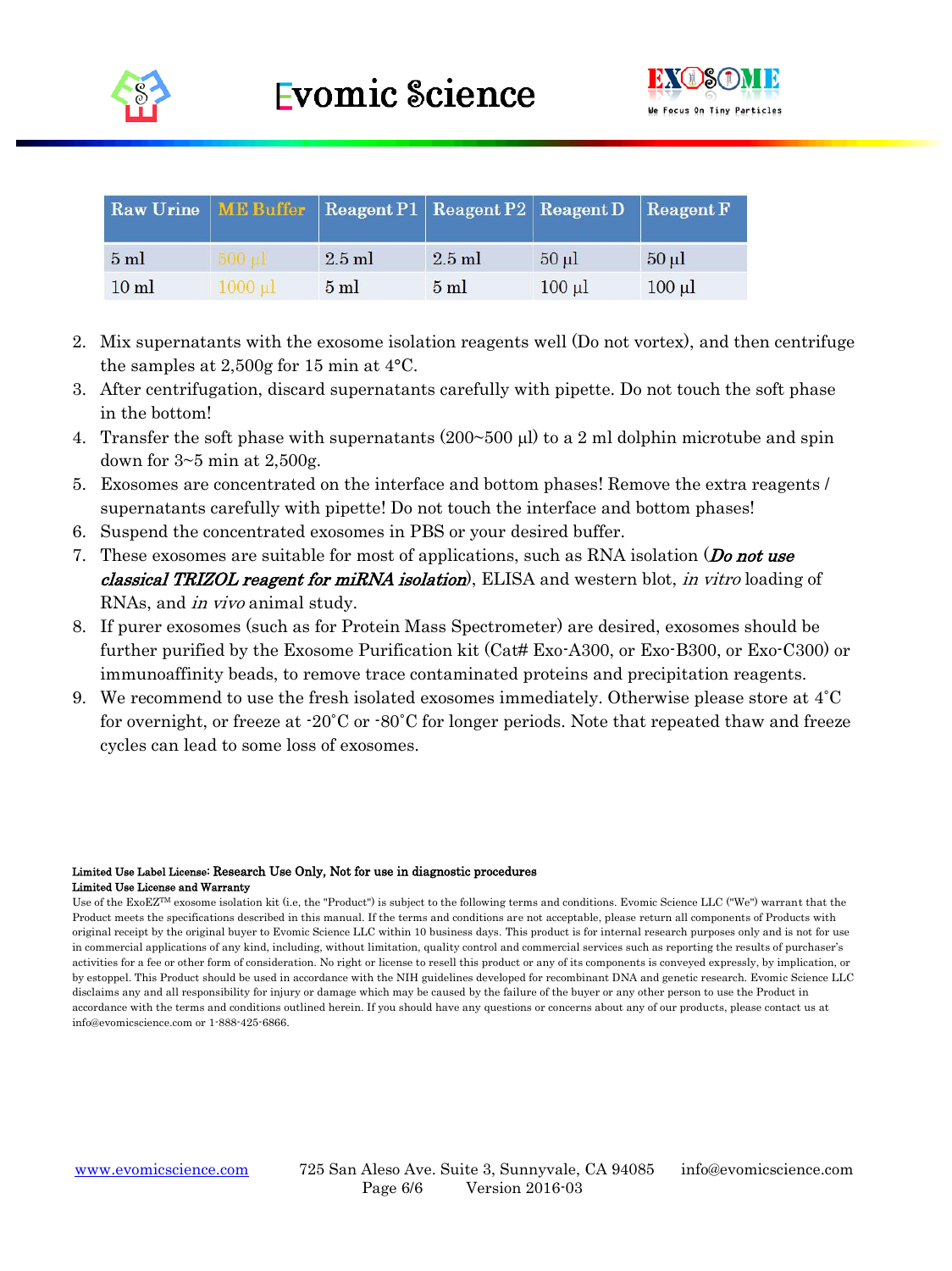| Raw Urine | ME Buffer | Reagent P1 | Reagent P2 | Reagent D | Reagent F |
|---|---|---|---|---|---|
| 5 ml | 500 µl | 2.5 ml | 2.5 ml | 50 µl | 50 µl |
| 10 ml | 1000 µl | 5 ml | 5 ml | 100 µl | 100 µl |

2. Mix supernatants with the exosome isolation reagents well (Do not vortex), and then centrifuge the samples at 2,500g for 15 min at 4°C.
3. After centrifugation, discard supernatants carefully with pipette. Do not touch the soft phase in the bottom!
4. Transfer the soft phase with supernatants (200~500 µl) to a 2 ml dolphin microtube and spin down for 3~5 min at 2,500g.
5. Exosomes are concentrated on the interface and bottom phases! Remove the extra reagents / supernatants carefully with pipette! Do not touch the interface and bottom phases!
6. Suspend the concentrated exosomes in PBS or your desired buffer.
7. These exosomes are suitable for most of applications, such as RNA isolation (***Do not use classical TRIZOL reagent for miRNA isolation***), ELISA and western blot, *in vitro* loading of RNAs, and *in vivo* animal study.
8. If purer exosomes (such as for Protein Mass Spectrometer) are desired, exosomes should be further purified by the Exosome Purification kit (Cat# Exo-A300, or Exo-B300, or Exo-C300) or immunoaffinity beads, to remove trace contaminated proteins and precipitation reagents.
9. We recommend to use the fresh isolated exosomes immediately. Otherwise please store at 4˚C for overnight, or freeze at -20˚C or -80˚C for longer periods. Note that repeated thaw and freeze cycles can lead to some loss of exosomes.

**Limited Use Label License: Research Use Only, Not for use in diagnostic procedures**

**Limited Use License and Warranty**

Use of the ExoEZ™ exosome isolation kit (i.e, the "Product") is subject to the following terms and conditions. Evomic Science LLC ("We") warrant that the Product meets the specifications described in this manual. If the terms and conditions are not acceptable, please return all components of Products with original receipt by the original buyer to Evomic Science LLC within 10 business days. This product is for internal research purposes only and is not for use in commercial applications of any kind, including, without limitation, quality control and commercial services such as reporting the results of purchaser's activities for a fee or other form of consideration. No right or license to resell this product or any of its components is conveyed expressly, by implication, or by estoppel. This Product should be used in accordance with the NIH guidelines developed for recombinant DNA and genetic research. Evomic Science LLC disclaims any and all responsibility for injury or damage which may be caused by the failure of the buyer or any other person to use the Product in accordance with the terms and conditions outlined herein. If you should have any questions or concerns about any of our products, please contact us at info@evomicscience.com or 1-888-425-6866.